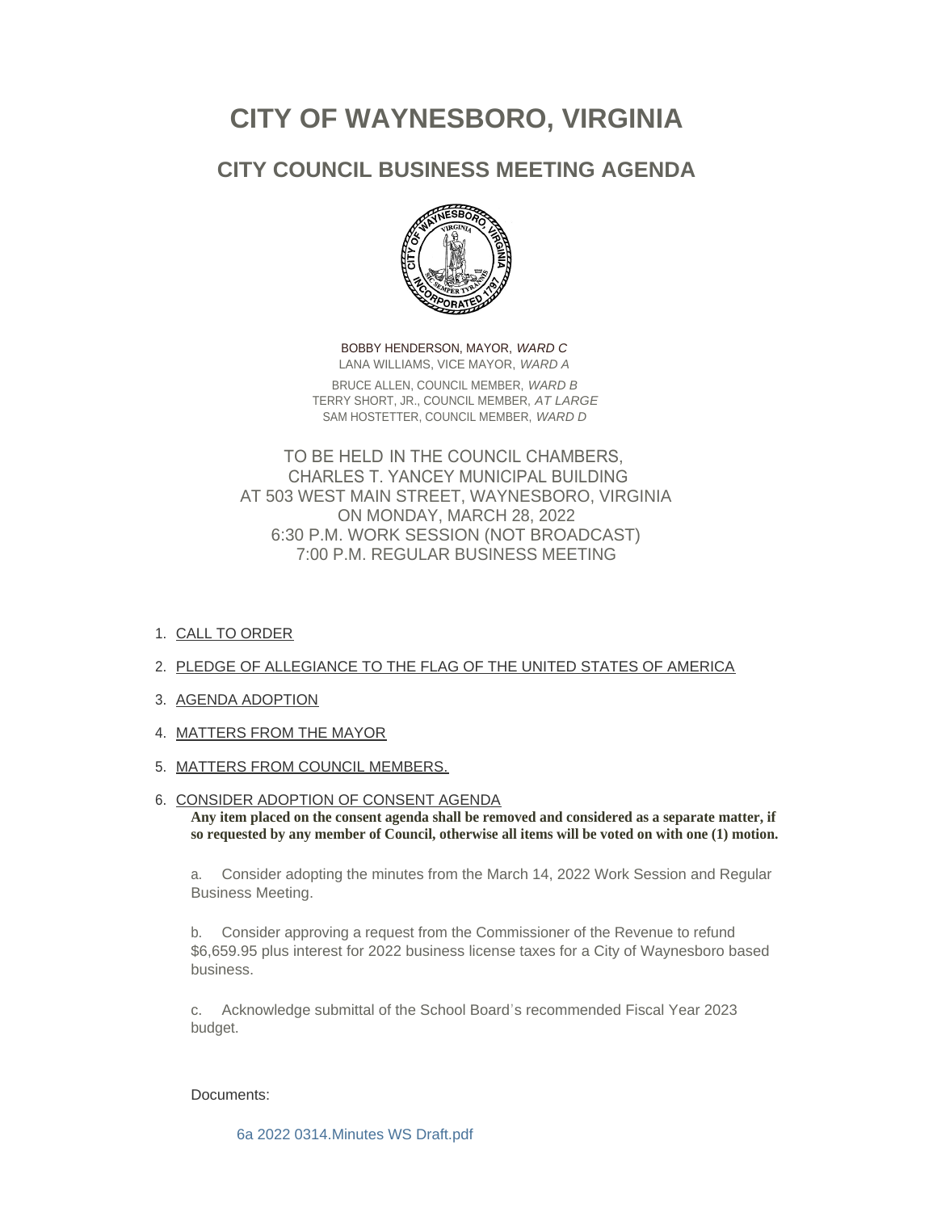# CITY OF WAYNESBORO, VIRGINIA

## CITY COUNCIL BUSINESS MEETING AGENDA

BOBBY HENDERSON, MAYOR, *WARD C*
LANA WILLIAMS, VICE MAYOR, *WARD A*
BRUCE ALLEN, COUNCIL MEMBER, *WARD B*
TERRY SHORT, JR., COUNCIL MEMBER, *AT LARGE*
SAM HOSTETTER, COUNCIL MEMBER, *WARD D*

TO BE HELD IN THE COUNCIL CHAMBERS,
CHARLES T. YANCEY MUNICIPAL BUILDING
AT 503 WEST MAIN STREET, WAYNESBORO, VIRGINIA
ON MONDAY, MARCH 28, 2022
6:30 P.M. WORK SESSION (NOT BROADCAST)
7:00 P.M. REGULAR BUSINESS MEETING

1. CALL TO ORDER
2. PLEDGE OF ALLEGIANCE TO THE FLAG OF THE UNITED STATES OF AMERICA
3. AGENDA ADOPTION
4. MATTERS FROM THE MAYOR
5. MATTERS FROM COUNCIL MEMBERS.
6. CONSIDER ADOPTION OF CONSENT AGENDA

   **Any item placed on the consent agenda shall be removed and considered as a separate matter, if so requested by any member of Council, otherwise all items will be voted on with one (1) motion.**

   a. Consider adopting the minutes from the March 14, 2022 Work Session and Regular Business Meeting.

   b. Consider approving a request from the Commissioner of the Revenue to refund $6,659.95 plus interest for 2022 business license taxes for a City of Waynesboro based business.

   c. Acknowledge submittal of the School Board's recommended Fiscal Year 2023 budget.

   Documents:

   6a 2022 0314.Minutes WS Draft.pdf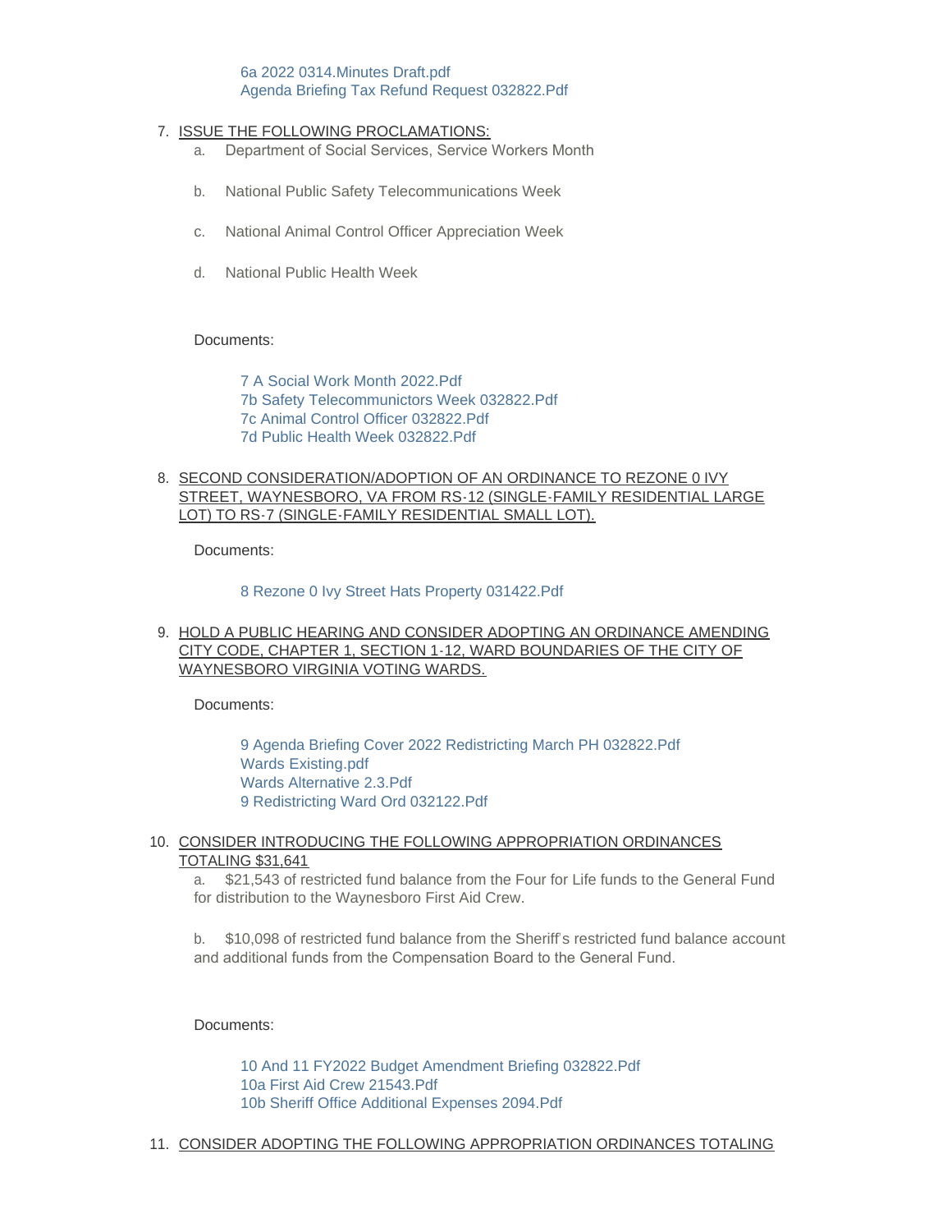6a 2022 0314.Minutes Draft.pdf
Agenda Briefing Tax Refund Request 032822.Pdf

7. ISSUE THE FOLLOWING PROCLAMATIONS:
   a. Department of Social Services, Service Workers Month
   b. National Public Safety Telecommunications Week
   c. National Animal Control Officer Appreciation Week
   d. National Public Health Week

   Documents:

   7 A Social Work Month 2022.Pdf
   7b Safety Telecommunictors Week 032822.Pdf
   7c Animal Control Officer 032822.Pdf
   7d Public Health Week 032822.Pdf

8. SECOND CONSIDERATION/ADOPTION OF AN ORDINANCE TO REZONE 0 IVY STREET, WAYNESBORO, VA FROM RS-12 (SINGLE-FAMILY RESIDENTIAL LARGE LOT) TO RS-7 (SINGLE-FAMILY RESIDENTIAL SMALL LOT).

   Documents:

   8 Rezone 0 Ivy Street Hats Property 031422.Pdf

9. HOLD A PUBLIC HEARING AND CONSIDER ADOPTING AN ORDINANCE AMENDING CITY CODE, CHAPTER 1, SECTION 1-12, WARD BOUNDARIES OF THE CITY OF WAYNESBORO VIRGINIA VOTING WARDS.

   Documents:

   9 Agenda Briefing Cover 2022 Redistricting March PH 032822.Pdf
   Wards Existing.pdf
   Wards Alternative 2.3.Pdf
   9 Redistricting Ward Ord 032122.Pdf

10. CONSIDER INTRODUCING THE FOLLOWING APPROPRIATION ORDINANCES TOTALING $31,641

    a. $21,543 of restricted fund balance from the Four for Life funds to the General Fund for distribution to the Waynesboro First Aid Crew.

    b. $10,098 of restricted fund balance from the Sheriff's restricted fund balance account and additional funds from the Compensation Board to the General Fund.

    Documents:

    10 And 11 FY2022 Budget Amendment Briefing 032822.Pdf
    10a First Aid Crew 21543.Pdf
    10b Sheriff Office Additional Expenses 2094.Pdf

11. CONSIDER ADOPTING THE FOLLOWING APPROPRIATION ORDINANCES TOTALING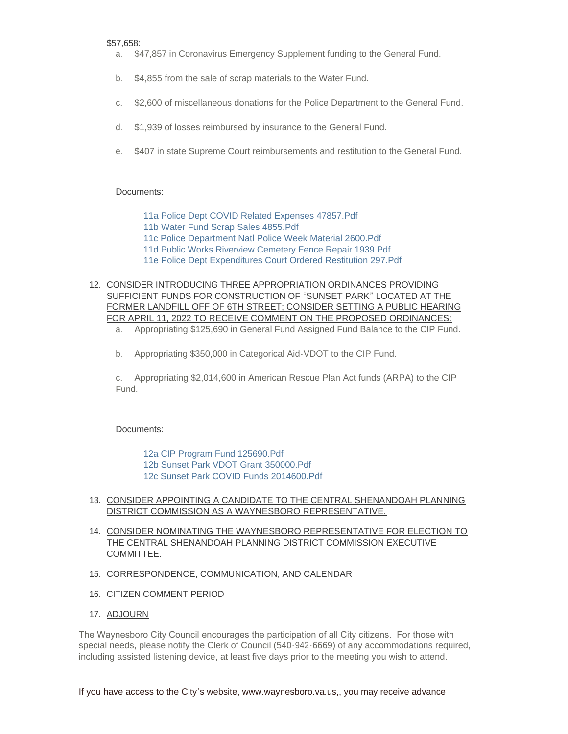$57,658:

a. $47,857 in Coronavirus Emergency Supplement funding to the General Fund.

b. $4,855 from the sale of scrap materials to the Water Fund.

c. $2,600 of miscellaneous donations for the Police Department to the General Fund.

d. $1,939 of losses reimbursed by insurance to the General Fund.

e. $407 in state Supreme Court reimbursements and restitution to the General Fund.

Documents:

11a Police Dept COVID Related Expenses 47857.Pdf
11b Water Fund Scrap Sales 4855.Pdf
11c Police Department Natl Police Week Material 2600.Pdf
11d Public Works Riverview Cemetery Fence Repair 1939.Pdf
11e Police Dept Expenditures Court Ordered Restitution 297.Pdf

12. CONSIDER INTRODUCING THREE APPROPRIATION ORDINANCES PROVIDING SUFFICIENT FUNDS FOR CONSTRUCTION OF "SUNSET PARK" LOCATED AT THE FORMER LANDFILL OFF OF 6TH STREET; CONSIDER SETTING A PUBLIC HEARING FOR APRIL 11, 2022 TO RECEIVE COMMENT ON THE PROPOSED ORDINANCES:

a. Appropriating $125,690 in General Fund Assigned Fund Balance to the CIP Fund.

b. Appropriating $350,000 in Categorical Aid-VDOT to the CIP Fund.

c. Appropriating $2,014,600 in American Rescue Plan Act funds (ARPA) to the CIP Fund.

Documents:

12a CIP Program Fund 125690.Pdf
12b Sunset Park VDOT Grant 350000.Pdf
12c Sunset Park COVID Funds 2014600.Pdf

13. CONSIDER APPOINTING A CANDIDATE TO THE CENTRAL SHENANDOAH PLANNING DISTRICT COMMISSION AS A WAYNESBORO REPRESENTATIVE.

14. CONSIDER NOMINATING THE WAYNESBORO REPRESENTATIVE FOR ELECTION TO THE CENTRAL SHENANDOAH PLANNING DISTRICT COMMISSION EXECUTIVE COMMITTEE.

15. CORRESPONDENCE, COMMUNICATION, AND CALENDAR

16. CITIZEN COMMENT PERIOD

17. ADJOURN

The Waynesboro City Council encourages the participation of all City citizens. For those with special needs, please notify the Clerk of Council (540-942-6669) of any accommodations required, including assisted listening device, at least five days prior to the meeting you wish to attend.

If you have access to the City's website, www.waynesboro.va.us,, you may receive advance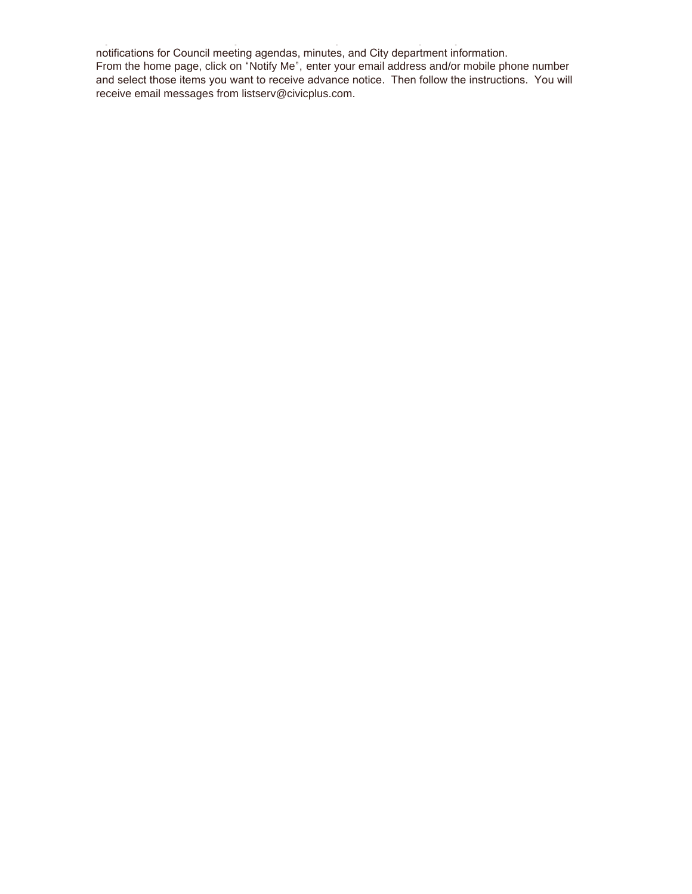notifications for Council meeting agendas, minutes, and City department information.
From the home page, click on “Notify Me”, enter your email address and/or mobile phone number and select those items you want to receive advance notice. Then follow the instructions. You will receive email messages from listserv@civicplus.com.